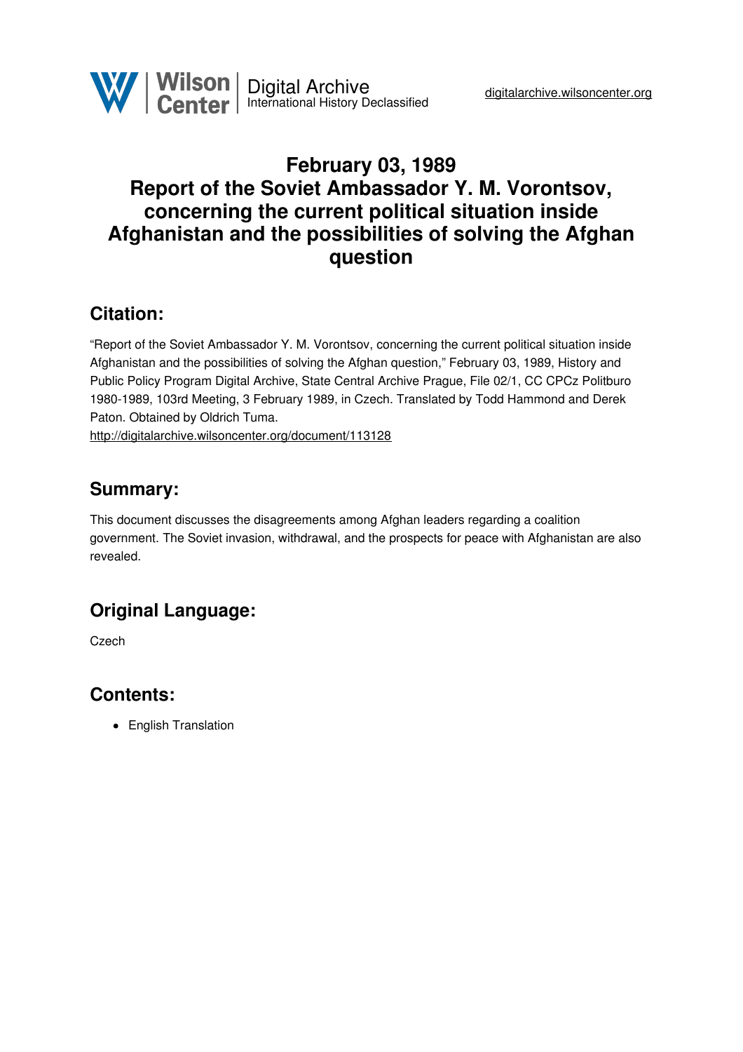Wilson Center | Digital Archive
International History Declassified

digitalarchive.wilsoncenter.org

# February 03, 1989
# Report of the Soviet Ambassador Y. M. Vorontsov, concerning the current political situation inside Afghanistan and the possibilities of solving the Afghan question

## Citation:

"Report of the Soviet Ambassador Y. M. Vorontsov, concerning the current political situation inside Afghanistan and the possibilities of solving the Afghan question," February 03, 1989, History and Public Policy Program Digital Archive, State Central Archive Prague, File 02/1, CC CPCz Politburo 1980-1989, 103rd Meeting, 3 February 1989, in Czech. Translated by Todd Hammond and Derek Paton. Obtained by Oldrich Tuma.
http://digitalarchive.wilsoncenter.org/document/113128

## Summary:

This document discusses the disagreements among Afghan leaders regarding a coalition government. The Soviet invasion, withdrawal, and the prospects for peace with Afghanistan are also revealed.

## Original Language:

Czech

## Contents:

- English Translation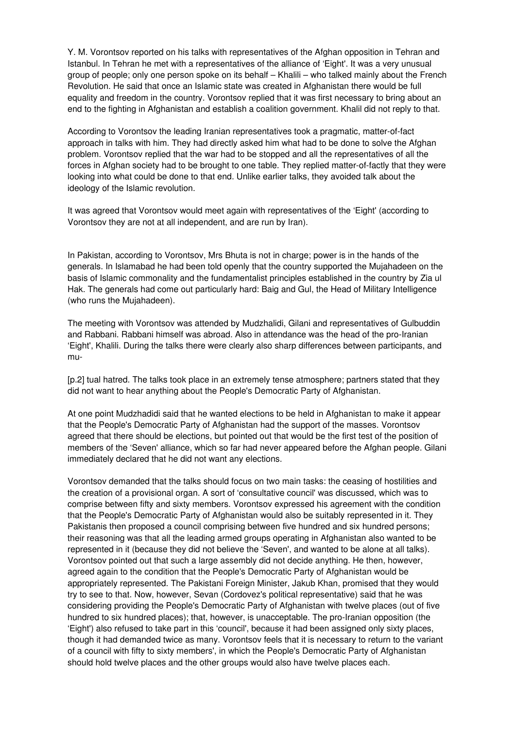Y. M. Vorontsov reported on his talks with representatives of the Afghan opposition in Tehran and Istanbul. In Tehran he met with a representatives of the alliance of 'Eight'. It was a very unusual group of people; only one person spoke on its behalf – Khalili – who talked mainly about the French Revolution. He said that once an Islamic state was created in Afghanistan there would be full equality and freedom in the country. Vorontsov replied that it was first necessary to bring about an end to the fighting in Afghanistan and establish a coalition government. Khalil did not reply to that.

According to Vorontsov the leading Iranian representatives took a pragmatic, matter-of-fact approach in talks with him. They had directly asked him what had to be done to solve the Afghan problem. Vorontsov replied that the war had to be stopped and all the representatives of all the forces in Afghan society had to be brought to one table. They replied matter-of-factly that they were looking into what could be done to that end. Unlike earlier talks, they avoided talk about the ideology of the Islamic revolution.

It was agreed that Vorontsov would meet again with representatives of the 'Eight' (according to Vorontsov they are not at all independent, and are run by Iran).

In Pakistan, according to Vorontsov, Mrs Bhuta is not in charge; power is in the hands of the generals. In Islamabad he had been told openly that the country supported the Mujahadeen on the basis of Islamic commonality and the fundamentalist principles established in the country by Zia ul Hak. The generals had come out particularly hard: Baig and Gul, the Head of Military Intelligence (who runs the Mujahadeen).

The meeting with Vorontsov was attended by Mudzhalidi, Gilani and representatives of Gulbuddin and Rabbani. Rabbani himself was abroad. Also in attendance was the head of the pro-Iranian 'Eight', Khalili. During the talks there were clearly also sharp differences between participants, and mu-

[p.2] tual hatred. The talks took place in an extremely tense atmosphere; partners stated that they did not want to hear anything about the People's Democratic Party of Afghanistan.

At one point Mudzhadidi said that he wanted elections to be held in Afghanistan to make it appear that the People's Democratic Party of Afghanistan had the support of the masses. Vorontsov agreed that there should be elections, but pointed out that would be the first test of the position of members of the 'Seven' alliance, which so far had never appeared before the Afghan people. Gilani immediately declared that he did not want any elections.

Vorontsov demanded that the talks should focus on two main tasks: the ceasing of hostilities and the creation of a provisional organ. A sort of 'consultative council' was discussed, which was to comprise between fifty and sixty members. Vorontsov expressed his agreement with the condition that the People's Democratic Party of Afghanistan would also be suitably represented in it. They Pakistanis then proposed a council comprising between five hundred and six hundred persons; their reasoning was that all the leading armed groups operating in Afghanistan also wanted to be represented in it (because they did not believe the 'Seven', and wanted to be alone at all talks). Vorontsov pointed out that such a large assembly did not decide anything. He then, however, agreed again to the condition that the People's Democratic Party of Afghanistan would be appropriately represented. The Pakistani Foreign Minister, Jakub Khan, promised that they would try to see to that. Now, however, Sevan (Cordovez's political representative) said that he was considering providing the People's Democratic Party of Afghanistan with twelve places (out of five hundred to six hundred places); that, however, is unacceptable. The pro-Iranian opposition (the 'Eight') also refused to take part in this 'council', because it had been assigned only sixty places, though it had demanded twice as many. Vorontsov feels that it is necessary to return to the variant of a council with fifty to sixty members', in which the People's Democratic Party of Afghanistan should hold twelve places and the other groups would also have twelve places each.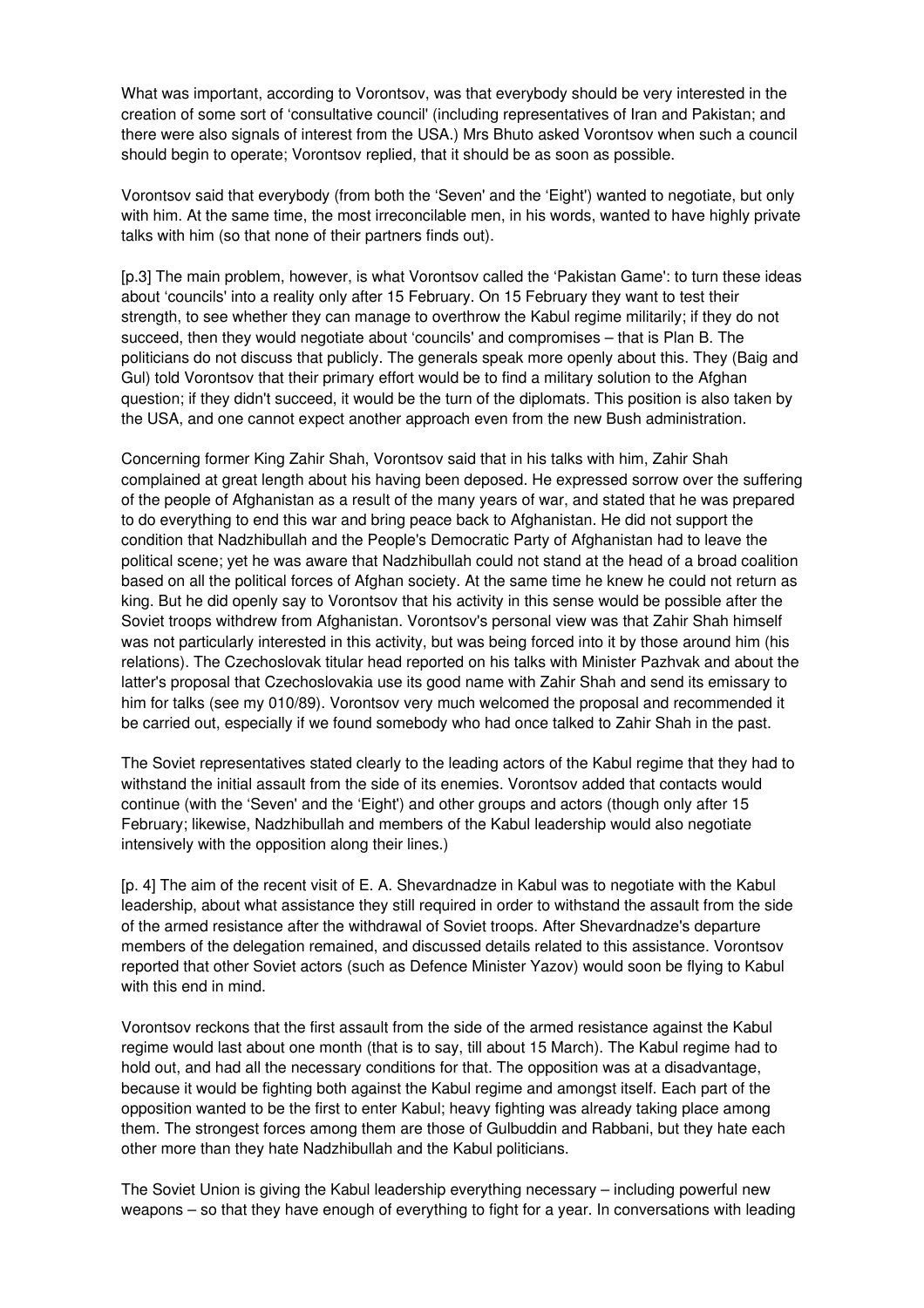What was important, according to Vorontsov, was that everybody should be very interested in the creation of some sort of 'consultative council' (including representatives of Iran and Pakistan; and there were also signals of interest from the USA.) Mrs Bhuto asked Vorontsov when such a council should begin to operate; Vorontsov replied, that it should be as soon as possible.

Vorontsov said that everybody (from both the 'Seven' and the 'Eight') wanted to negotiate, but only with him. At the same time, the most irreconcilable men, in his words, wanted to have highly private talks with him (so that none of their partners finds out).

[p.3] The main problem, however, is what Vorontsov called the 'Pakistan Game': to turn these ideas about 'councils' into a reality only after 15 February. On 15 February they want to test their strength, to see whether they can manage to overthrow the Kabul regime militarily; if they do not succeed, then they would negotiate about 'councils' and compromises – that is Plan B. The politicians do not discuss that publicly. The generals speak more openly about this. They (Baig and Gul) told Vorontsov that their primary effort would be to find a military solution to the Afghan question; if they didn't succeed, it would be the turn of the diplomats. This position is also taken by the USA, and one cannot expect another approach even from the new Bush administration.

Concerning former King Zahir Shah, Vorontsov said that in his talks with him, Zahir Shah complained at great length about his having been deposed. He expressed sorrow over the suffering of the people of Afghanistan as a result of the many years of war, and stated that he was prepared to do everything to end this war and bring peace back to Afghanistan. He did not support the condition that Nadzhibullah and the People's Democratic Party of Afghanistan had to leave the political scene; yet he was aware that Nadzhibullah could not stand at the head of a broad coalition based on all the political forces of Afghan society. At the same time he knew he could not return as king. But he did openly say to Vorontsov that his activity in this sense would be possible after the Soviet troops withdrew from Afghanistan. Vorontsov's personal view was that Zahir Shah himself was not particularly interested in this activity, but was being forced into it by those around him (his relations). The Czechoslovak titular head reported on his talks with Minister Pazhvak and about the latter's proposal that Czechoslovakia use its good name with Zahir Shah and send its emissary to him for talks (see my 010/89). Vorontsov very much welcomed the proposal and recommended it be carried out, especially if we found somebody who had once talked to Zahir Shah in the past.

The Soviet representatives stated clearly to the leading actors of the Kabul regime that they had to withstand the initial assault from the side of its enemies. Vorontsov added that contacts would continue (with the 'Seven' and the 'Eight') and other groups and actors (though only after 15 February; likewise, Nadzhibullah and members of the Kabul leadership would also negotiate intensively with the opposition along their lines.)

[p. 4] The aim of the recent visit of E. A. Shevardnadze in Kabul was to negotiate with the Kabul leadership, about what assistance they still required in order to withstand the assault from the side of the armed resistance after the withdrawal of Soviet troops. After Shevardnadze's departure members of the delegation remained, and discussed details related to this assistance. Vorontsov reported that other Soviet actors (such as Defence Minister Yazov) would soon be flying to Kabul with this end in mind.

Vorontsov reckons that the first assault from the side of the armed resistance against the Kabul regime would last about one month (that is to say, till about 15 March). The Kabul regime had to hold out, and had all the necessary conditions for that. The opposition was at a disadvantage, because it would be fighting both against the Kabul regime and amongst itself. Each part of the opposition wanted to be the first to enter Kabul; heavy fighting was already taking place among them. The strongest forces among them are those of Gulbuddin and Rabbani, but they hate each other more than they hate Nadzhibullah and the Kabul politicians.

The Soviet Union is giving the Kabul leadership everything necessary – including powerful new weapons – so that they have enough of everything to fight for a year. In conversations with leading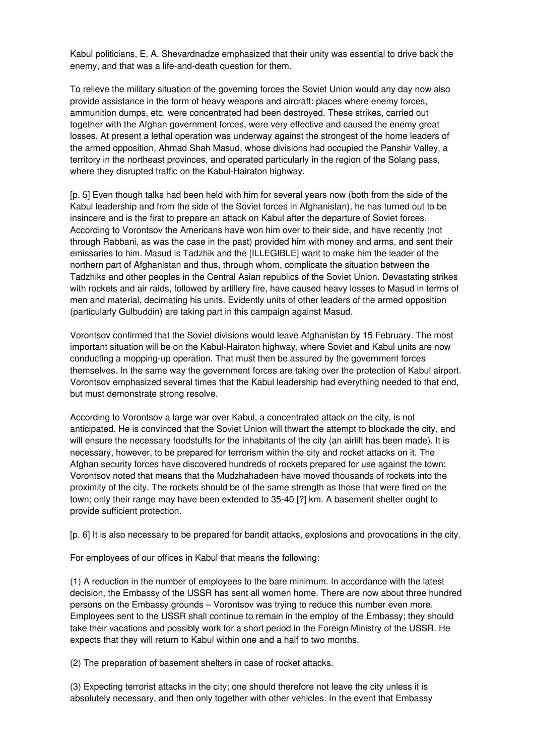Kabul politicians, E. A. Shevardnadze emphasized that their unity was essential to drive back the enemy, and that was a life-and-death question for them.

To relieve the military situation of the governing forces the Soviet Union would any day now also provide assistance in the form of heavy weapons and aircraft: places where enemy forces, ammunition dumps, etc. were concentrated had been destroyed. These strikes, carried out together with the Afghan government forces, were very effective and caused the enemy great losses. At present a lethal operation was underway against the strongest of the home leaders of the armed opposition, Ahmad Shah Masud, whose divisions had occupied the Panshir Valley, a territory in the northeast provinces, and operated particularly in the region of the Solang pass, where they disrupted traffic on the Kabul-Hairaton highway.

[p. 5] Even though talks had been held with him for several years now (both from the side of the Kabul leadership and from the side of the Soviet forces in Afghanistan), he has turned out to be insincere and is the first to prepare an attack on Kabul after the departure of Soviet forces. According to Vorontsov the Americans have won him over to their side, and have recently (not through Rabbani, as was the case in the past) provided him with money and arms, and sent their emissaries to him. Masud is Tadzhik and the [ILLEGIBLE] want to make him the leader of the northern part of Afghanistan and thus, through whom, complicate the situation between the Tadzhiks and other peoples in the Central Asian republics of the Soviet Union. Devastating strikes with rockets and air raids, followed by artillery fire, have caused heavy losses to Masud in terms of men and material, decimating his units. Evidently units of other leaders of the armed opposition (particularly Gulbuddin) are taking part in this campaign against Masud.

Vorontsov confirmed that the Soviet divisions would leave Afghanistan by 15 February. The most important situation will be on the Kabul-Hairaton highway, where Soviet and Kabul units are now conducting a mopping-up operation. That must then be assured by the government forces themselves. In the same way the government forces are taking over the protection of Kabul airport. Vorontsov emphasized several times that the Kabul leadership had everything needed to that end, but must demonstrate strong resolve.

According to Vorontsov a large war over Kabul, a concentrated attack on the city, is not anticipated. He is convinced that the Soviet Union will thwart the attempt to blockade the city, and will ensure the necessary foodstuffs for the inhabitants of the city (an airlift has been made). It is necessary, however, to be prepared for terrorism within the city and rocket attacks on it. The Afghan security forces have discovered hundreds of rockets prepared for use against the town; Vorontsov noted that means that the Mudzhahadeen have moved thousands of rockets into the proximity of the city. The rockets should be of the same strength as those that were fired on the town; only their range may have been extended to 35-40 [?] km. A basement shelter ought to provide sufficient protection.

[p. 6] It is also necessary to be prepared for bandit attacks, explosions and provocations in the city.

For employees of our offices in Kabul that means the following:

(1) A reduction in the number of employees to the bare minimum. In accordance with the latest decision, the Embassy of the USSR has sent all women home. There are now about three hundred persons on the Embassy grounds – Vorontsov was trying to reduce this number even more. Employees sent to the USSR shall continue to remain in the employ of the Embassy; they should take their vacations and possibly work for a short period in the Foreign Ministry of the USSR. He expects that they will return to Kabul within one and a half to two months.

(2) The preparation of basement shelters in case of rocket attacks.

(3) Expecting terrorist attacks in the city; one should therefore not leave the city unless it is absolutely necessary, and then only together with other vehicles. In the event that Embassy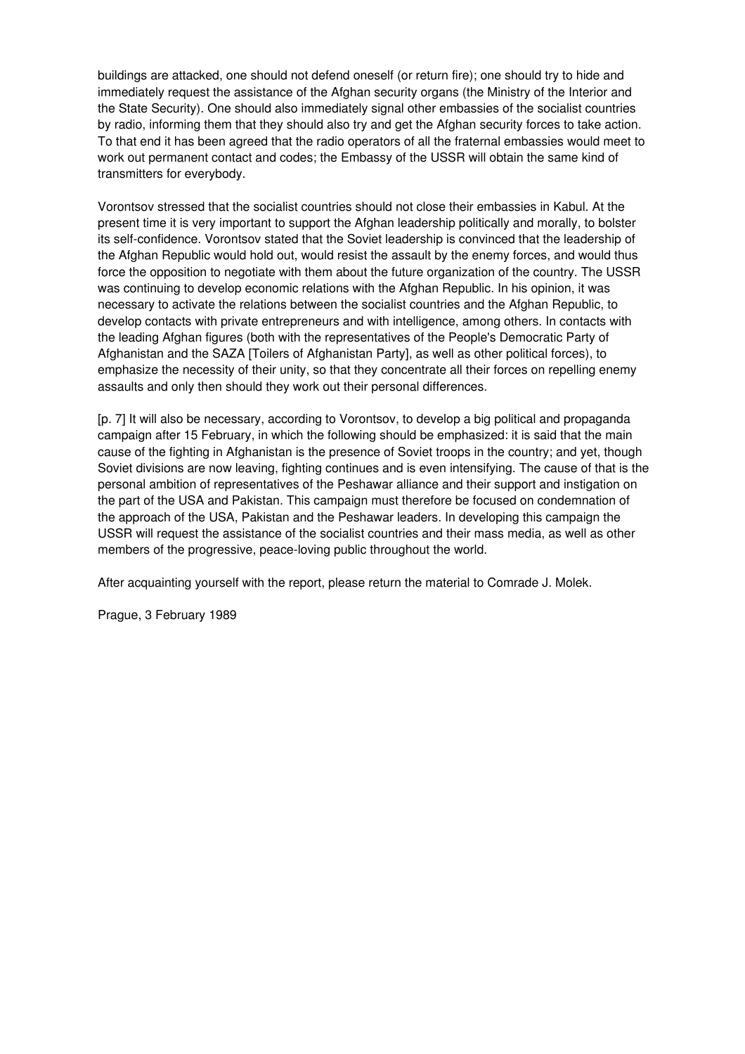buildings are attacked, one should not defend oneself (or return fire); one should try to hide and immediately request the assistance of the Afghan security organs (the Ministry of the Interior and the State Security). One should also immediately signal other embassies of the socialist countries by radio, informing them that they should also try and get the Afghan security forces to take action. To that end it has been agreed that the radio operators of all the fraternal embassies would meet to work out permanent contact and codes; the Embassy of the USSR will obtain the same kind of transmitters for everybody.

Vorontsov stressed that the socialist countries should not close their embassies in Kabul. At the present time it is very important to support the Afghan leadership politically and morally, to bolster its self-confidence. Vorontsov stated that the Soviet leadership is convinced that the leadership of the Afghan Republic would hold out, would resist the assault by the enemy forces, and would thus force the opposition to negotiate with them about the future organization of the country. The USSR was continuing to develop economic relations with the Afghan Republic. In his opinion, it was necessary to activate the relations between the socialist countries and the Afghan Republic, to develop contacts with private entrepreneurs and with intelligence, among others. In contacts with the leading Afghan figures (both with the representatives of the People's Democratic Party of Afghanistan and the SAZA [Toilers of Afghanistan Party], as well as other political forces), to emphasize the necessity of their unity, so that they concentrate all their forces on repelling enemy assaults and only then should they work out their personal differences.

[p. 7] It will also be necessary, according to Vorontsov, to develop a big political and propaganda campaign after 15 February, in which the following should be emphasized: it is said that the main cause of the fighting in Afghanistan is the presence of Soviet troops in the country; and yet, though Soviet divisions are now leaving, fighting continues and is even intensifying. The cause of that is the personal ambition of representatives of the Peshawar alliance and their support and instigation on the part of the USA and Pakistan. This campaign must therefore be focused on condemnation of the approach of the USA, Pakistan and the Peshawar leaders. In developing this campaign the USSR will request the assistance of the socialist countries and their mass media, as well as other members of the progressive, peace-loving public throughout the world.

After acquainting yourself with the report, please return the material to Comrade J. Molek.

Prague, 3 February 1989